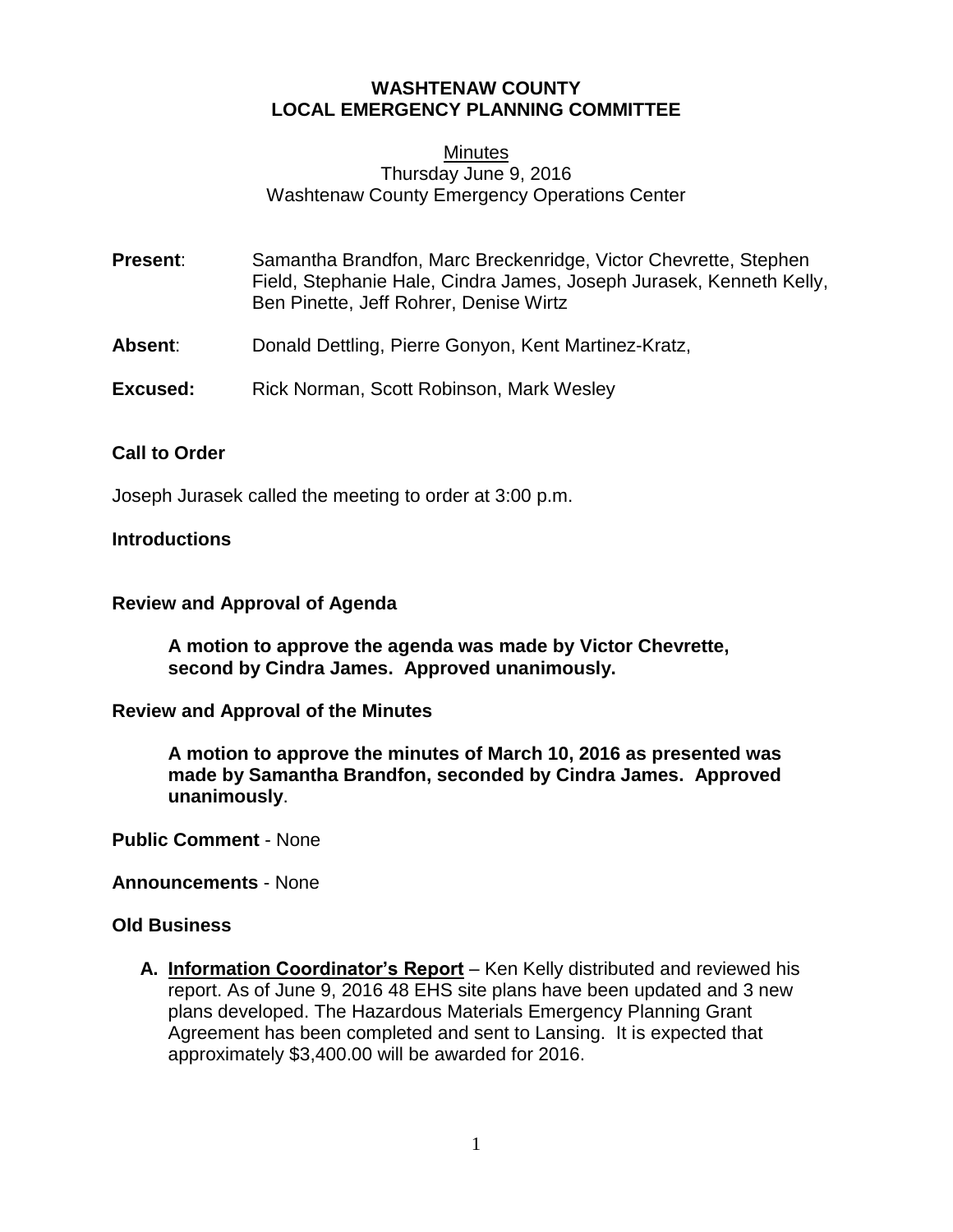**WASHTENAW COUNTY**
**LOCAL EMERGENCY PLANNING COMMITTEE**

Minutes
Thursday June 9, 2016
Washtenaw County Emergency Operations Center

**Present**: Samantha Brandfon, Marc Breckenridge, Victor Chevrette, Stephen Field, Stephanie Hale, Cindra James, Joseph Jurasek, Kenneth Kelly, Ben Pinette, Jeff Rohrer, Denise Wirtz

**Absent**: Donald Dettling, Pierre Gonyon, Kent Martinez-Kratz,

**Excused:** Rick Norman, Scott Robinson, Mark Wesley

**Call to Order**

Joseph Jurasek called the meeting to order at 3:00 p.m.

**Introductions**

**Review and Approval of Agenda**

**A motion to approve the agenda was made by Victor Chevrette, second by Cindra James. Approved unanimously.**

**Review and Approval of the Minutes**

**A motion to approve the minutes of March 10, 2016 as presented was made by Samantha Brandfon, seconded by Cindra James. Approved unanimously**.

**Public Comment** - None

**Announcements** - None

**Old Business**

A. **Information Coordinator's Report** – Ken Kelly distributed and reviewed his report. As of June 9, 2016 48 EHS site plans have been updated and 3 new plans developed. The Hazardous Materials Emergency Planning Grant Agreement has been completed and sent to Lansing. It is expected that approximately $3,400.00 will be awarded for 2016.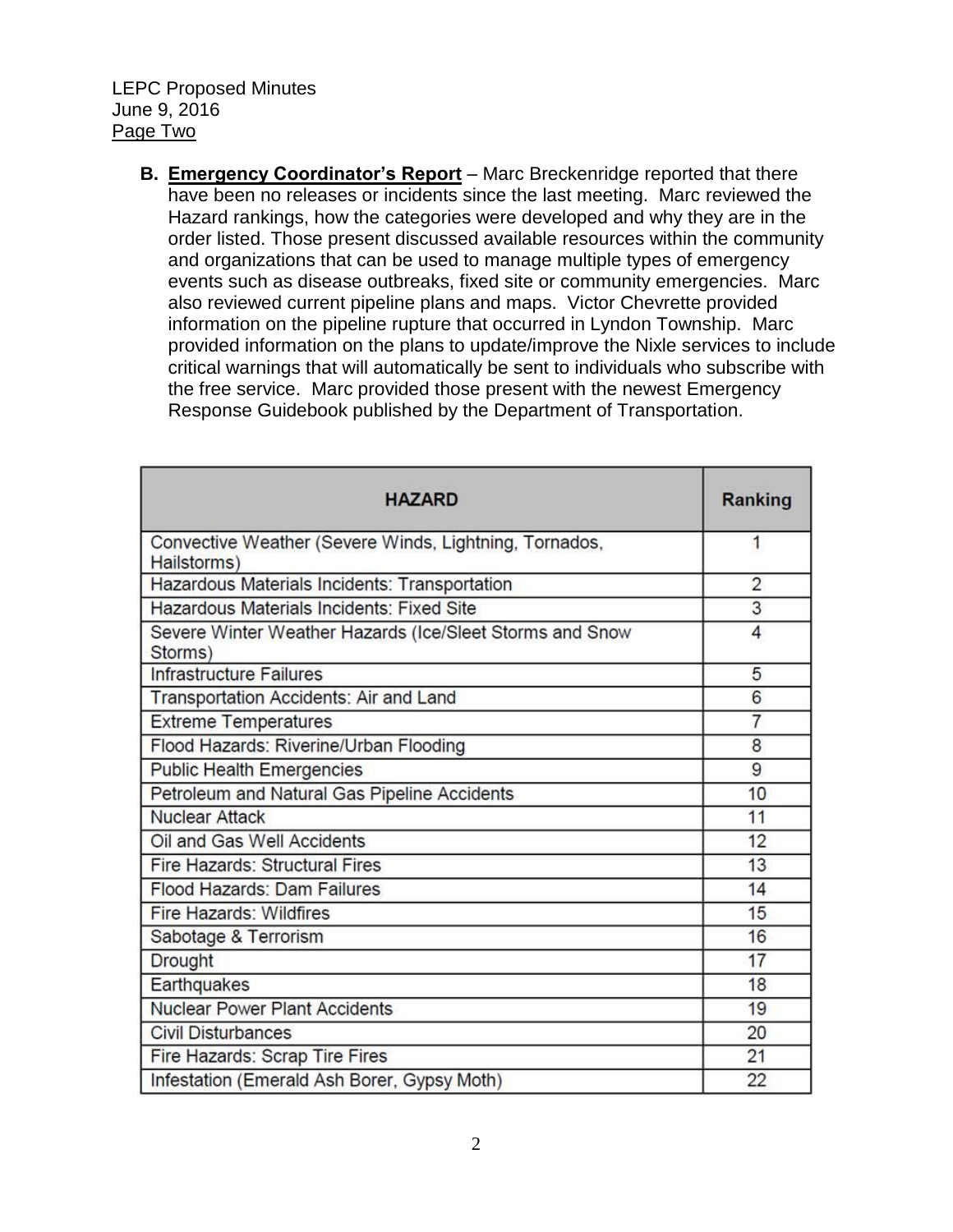**B. Emergency Coordinator's Report** – Marc Breckenridge reported that there have been no releases or incidents since the last meeting. Marc reviewed the Hazard rankings, how the categories were developed and why they are in the order listed. Those present discussed available resources within the community and organizations that can be used to manage multiple types of emergency events such as disease outbreaks, fixed site or community emergencies. Marc also reviewed current pipeline plans and maps. Victor Chevrette provided information on the pipeline rupture that occurred in Lyndon Township. Marc provided information on the plans to update/improve the Nixle services to include critical warnings that will automatically be sent to individuals who subscribe with the free service. Marc provided those present with the newest Emergency Response Guidebook published by the Department of Transportation.

| HAZARD | Ranking |
| --- | --- |
| Convective Weather (Severe Winds, Lightning, Tornados, Hailstorms) | 1 |
| Hazardous Materials Incidents: Transportation | 2 |
| Hazardous Materials Incidents: Fixed Site | 3 |
| Severe Winter Weather Hazards (Ice/Sleet Storms and Snow Storms) | 4 |
| Infrastructure Failures | 5 |
| Transportation Accidents: Air and Land | 6 |
| Extreme Temperatures | 7 |
| Flood Hazards: Riverine/Urban Flooding | 8 |
| Public Health Emergencies | 9 |
| Petroleum and Natural Gas Pipeline Accidents | 10 |
| Nuclear Attack | 11 |
| Oil and Gas Well Accidents | 12 |
| Fire Hazards: Structural Fires | 13 |
| Flood Hazards: Dam Failures | 14 |
| Fire Hazards: Wildfires | 15 |
| Sabotage & Terrorism | 16 |
| Drought | 17 |
| Earthquakes | 18 |
| Nuclear Power Plant Accidents | 19 |
| Civil Disturbances | 20 |
| Fire Hazards: Scrap Tire Fires | 21 |
| Infestation (Emerald Ash Borer, Gypsy Moth) | 22 |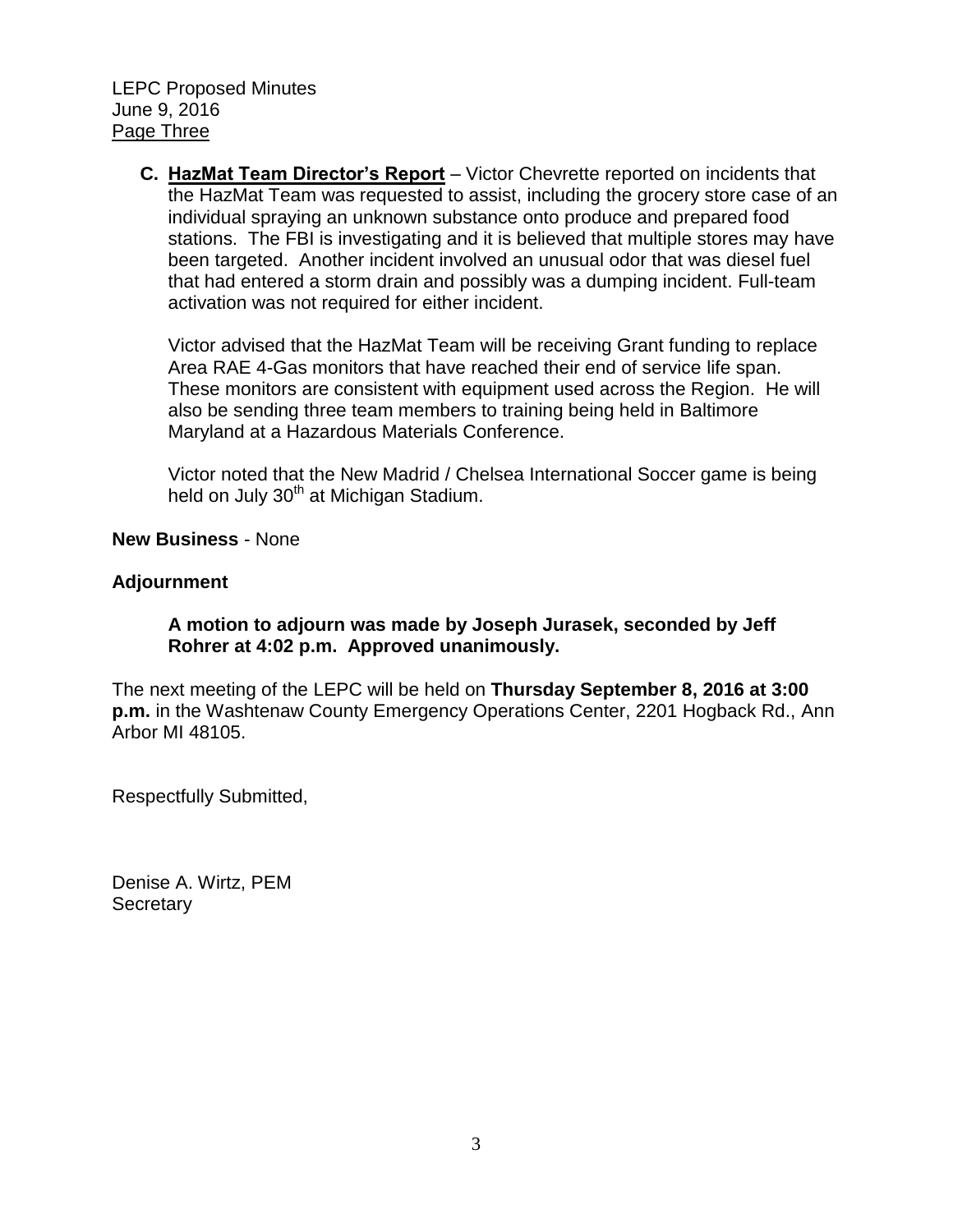**C. <u>HazMat Team Director's Report</u>** – Victor Chevrette reported on incidents that the HazMat Team was requested to assist, including the grocery store case of an individual spraying an unknown substance onto produce and prepared food stations. The FBI is investigating and it is believed that multiple stores may have been targeted. Another incident involved an unusual odor that was diesel fuel that had entered a storm drain and possibly was a dumping incident. Full-team activation was not required for either incident.

Victor advised that the HazMat Team will be receiving Grant funding to replace Area RAE 4-Gas monitors that have reached their end of service life span. These monitors are consistent with equipment used across the Region. He will also be sending three team members to training being held in Baltimore Maryland at a Hazardous Materials Conference.

Victor noted that the New Madrid / Chelsea International Soccer game is being held on July 30th at Michigan Stadium.

**New Business** - None

**Adjournment**

**A motion to adjourn was made by Joseph Jurasek, seconded by Jeff Rohrer at 4:02 p.m. Approved unanimously.**

The next meeting of the LEPC will be held on **Thursday September 8, 2016 at 3:00 p.m.** in the Washtenaw County Emergency Operations Center, 2201 Hogback Rd., Ann Arbor MI 48105.

Respectfully Submitted,

Denise A. Wirtz, PEM
Secretary